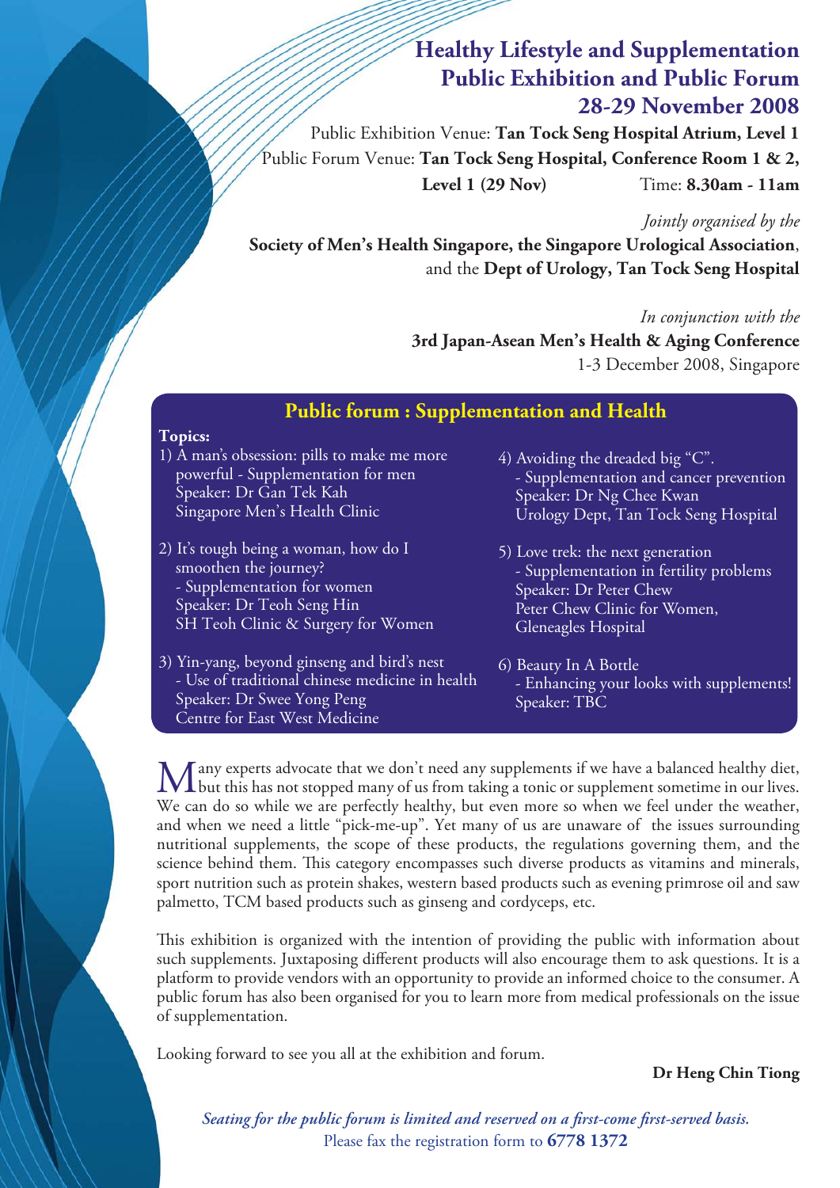# Healthy Lifestyle and Supplementation Public Exhibition and Public Forum

## 28-29 November 2008

Public Exhibition Venue: **Tan Tock Seng Hospital Atrium, Level 1**

Public Forum Venue: **Tan Tock Seng Hospital, Conference Room 1 & 2, Level 1 (29 Nov)**

Time: **8.30am - 11am**

*Jointly organised by the*

**Society of Men's Health Singapore, the Singapore Urological Association**, and the **Dept of Urology, Tan Tock Seng Hospital**

*In conjunction with the*

**3rd Japan-Asean Men's Health & Aging Conference**

1-3 December 2008, Singapore

## Public forum : Supplementation and Health

**Topics:**

1) A man's obsession: pills to make me more powerful - Supplementation for men
   Speaker: Dr Gan Tek Kah
   Singapore Men's Health Clinic

2) It's tough being a woman, how do I smoothen the journey?
   - Supplementation for women
   Speaker: Dr Teoh Seng Hin
   SH Teoh Clinic & Surgery for Women

3) Yin-yang, beyond ginseng and bird's nest
   - Use of traditional chinese medicine in health
   Speaker: Dr Swee Yong Peng
   Centre for East West Medicine

4) Avoiding the dreaded big "C".
   - Supplementation and cancer prevention
   Speaker: Dr Ng Chee Kwan
   Urology Dept, Tan Tock Seng Hospital

5) Love trek: the next generation
   - Supplementation in fertility problems
   Speaker: Dr Peter Chew
   Peter Chew Clinic for Women, Gleneagles Hospital

6) Beauty In A Bottle
   - Enhancing your looks with supplements!
   Speaker: TBC

Many experts advocate that we don't need any supplements if we have a balanced healthy diet, but this has not stopped many of us from taking a tonic or supplement sometime in our lives. We can do so while we are perfectly healthy, but even more so when we feel under the weather, and when we need a little "pick-me-up". Yet many of us are unaware of the issues surrounding nutritional supplements, the scope of these products, the regulations governing them, and the science behind them. This category encompasses such diverse products as vitamins and minerals, sport nutrition such as protein shakes, western based products such as evening primrose oil and saw palmetto, TCM based products such as ginseng and cordyceps, etc.

This exhibition is organized with the intention of providing the public with information about such supplements. Juxtaposing different products will also encourage them to ask questions. It is a platform to provide vendors with an opportunity to provide an informed choice to the consumer. A public forum has also been organised for you to learn more from medical professionals on the issue of supplementation.

Looking forward to see you all at the exhibition and forum.

**Dr Heng Chin Tiong**

*Seating for the public forum is limited and reserved on a first-come first-served basis.*

Please fax the registration form to **6778 1372**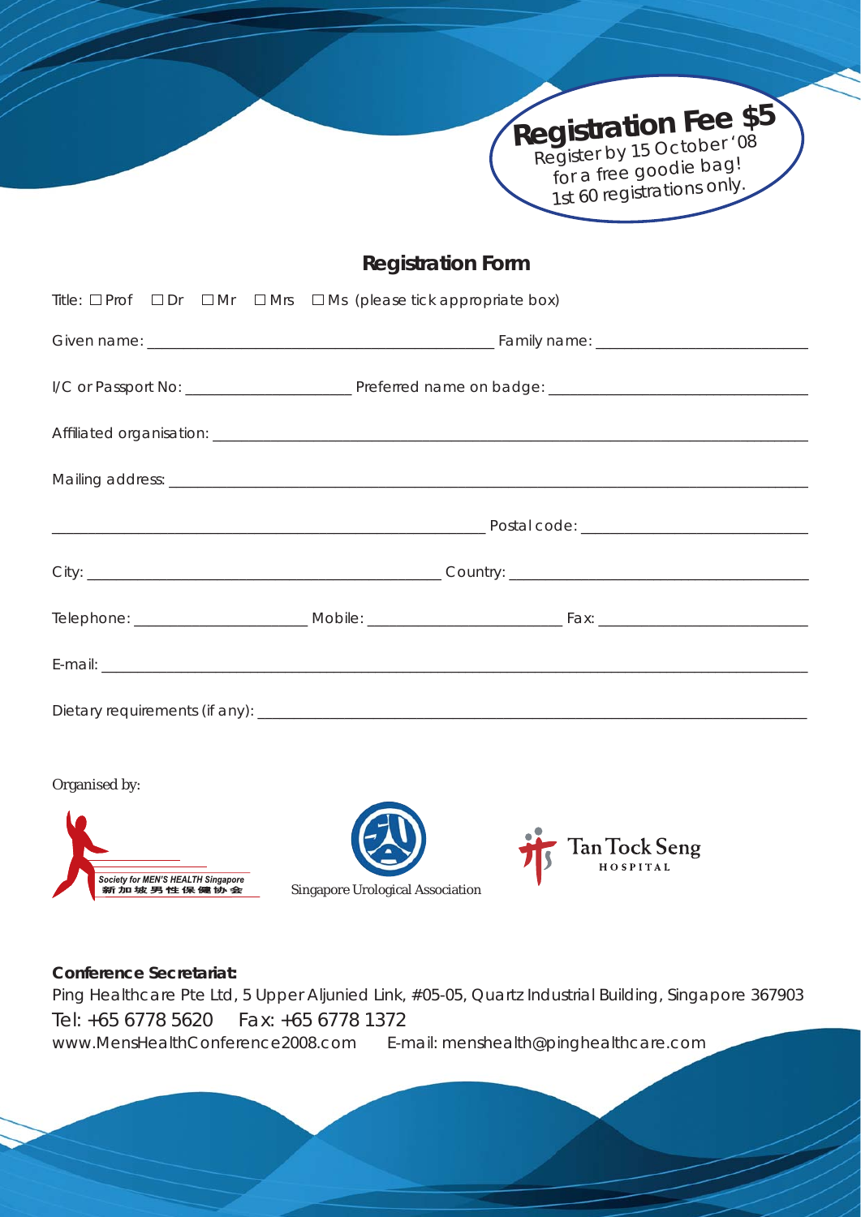**Registration Fee $5**
Register by 15 October '08
for a free goodie bag!
1st 60 registrations only.

## Registration Form

Title: ☐ Prof ☐ Dr ☐ Mr ☐ Mrs ☐ Ms (please tick appropriate box)

Given name: ______________________ Family name: ______________________

I/C or Passport No: ______________________ Preferred name on badge: ______________________

Affiliated organisation: ______________________

Mailing address: ______________________

______________________ Postal code: ______________________

City: ______________________ Country: ______________________

Telephone: ______________________ Mobile: ______________________ Fax: ______________________

E-mail: ______________________

Dietary requirements (if any): ______________________

Organised by:

Society for MEN'S HEALTH Singapore
新加坡男性保健协会

Singapore Urological Association

Tan Tock Seng HOSPITAL

**Conference Secretariat:**
Ping Healthcare Pte Ltd, 5 Upper Aljunied Link, #05-05, Quartz Industrial Building, Singapore 367903
Tel: +65 6778 5620 Fax: +65 6778 1372
www.MensHealthConference2008.com E-mail: menshealth@pinghealthcare.com